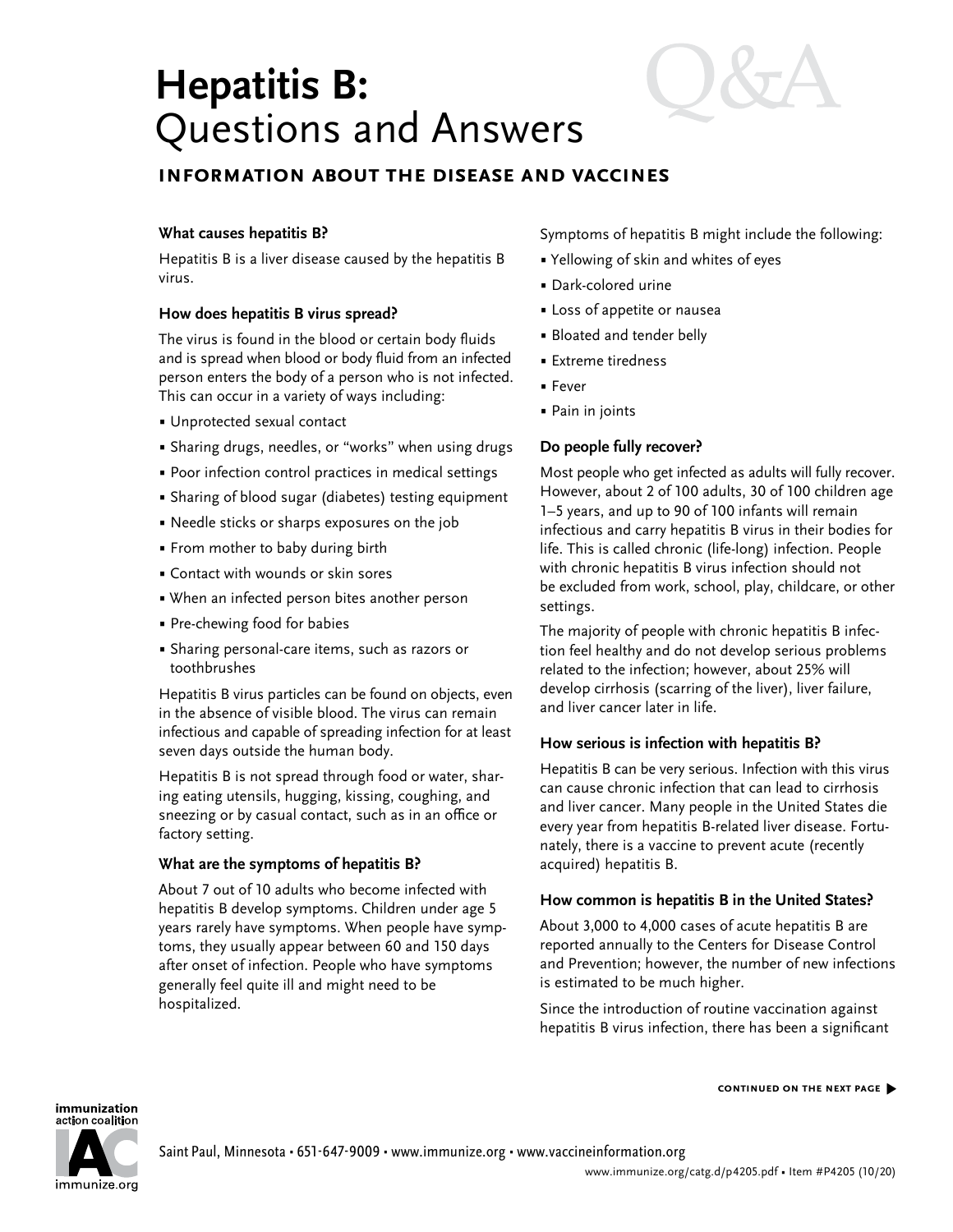# Hepatitis B: Questions and Answers

## INFORMATION ABOUT THE DISEASE AND VACCINES

### What causes hepatitis B?

Hepatitis B is a liver disease caused by the hepatitis B virus.

### How does hepatitis B virus spread?

The virus is found in the blood or certain body fluids and is spread when blood or body fluid from an infected person enters the body of a person who is not infected. This can occur in a variety of ways including:

- Unprotected sexual contact
- Sharing drugs, needles, or "works" when using drugs
- Poor infection control practices in medical settings
- Sharing of blood sugar (diabetes) testing equipment
- Needle sticks or sharps exposures on the job
- From mother to baby during birth
- Contact with wounds or skin sores
- When an infected person bites another person
- Pre-chewing food for babies
- Sharing personal-care items, such as razors or toothbrushes

Hepatitis B virus particles can be found on objects, even in the absence of visible blood. The virus can remain infectious and capable of spreading infection for at least seven days outside the human body.

Hepatitis B is not spread through food or water, sharing eating utensils, hugging, kissing, coughing, and sneezing or by casual contact, such as in an office or factory setting.

### What are the symptoms of hepatitis B?

About 7 out of 10 adults who become infected with hepatitis B develop symptoms. Children under age 5 years rarely have symptoms. When people have symptoms, they usually appear between 60 and 150 days after onset of infection. People who have symptoms generally feel quite ill and might need to be hospitalized.

Symptoms of hepatitis B might include the following:

- Yellowing of skin and whites of eyes
- Dark-colored urine
- Loss of appetite or nausea
- Bloated and tender belly
- Extreme tiredness
- Fever
- Pain in joints

### Do people fully recover?

Most people who get infected as adults will fully recover. However, about 2 of 100 adults, 30 of 100 children age 1–5 years, and up to 90 of 100 infants will remain infectious and carry hepatitis B virus in their bodies for life. This is called chronic (life-long) infection. People with chronic hepatitis B virus infection should not be excluded from work, school, play, childcare, or other settings.

The majority of people with chronic hepatitis B infection feel healthy and do not develop serious problems related to the infection; however, about 25% will develop cirrhosis (scarring of the liver), liver failure, and liver cancer later in life.

### How serious is infection with hepatitis B?

Hepatitis B can be very serious. Infection with this virus can cause chronic infection that can lead to cirrhosis and liver cancer. Many people in the United States die every year from hepatitis B-related liver disease. Fortunately, there is a vaccine to prevent acute (recently acquired) hepatitis B.

### How common is hepatitis B in the United States?

About 3,000 to 4,000 cases of acute hepatitis B are reported annually to the Centers for Disease Control and Prevention; however, the number of new infections is estimated to be much higher.

Since the introduction of routine vaccination against hepatitis B virus infection, there has been a significant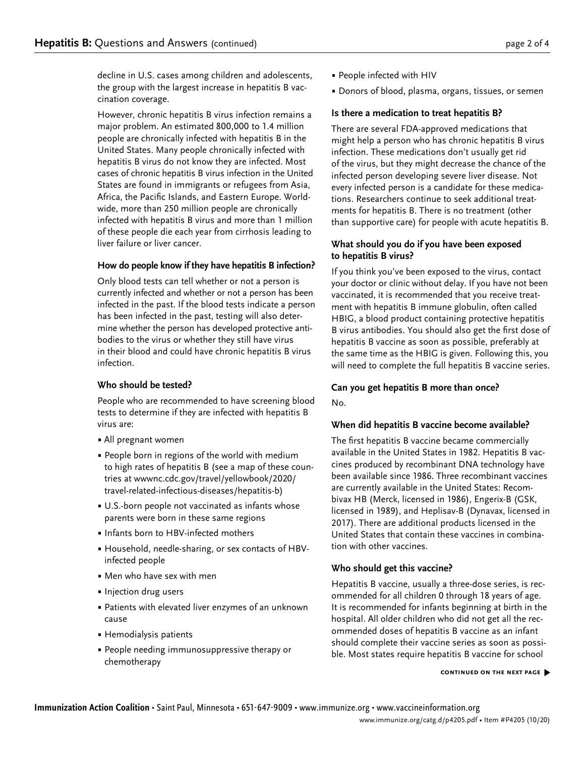decline in U.S. cases among children and adolescents, the group with the largest increase in hepatitis B vaccination coverage.

However, chronic hepatitis B virus infection remains a major problem. An estimated 800,000 to 1.4 million people are chronically infected with hepatitis B in the United States. Many people chronically infected with hepatitis B virus do not know they are infected. Most cases of chronic hepatitis B virus infection in the United States are found in immigrants or refugees from Asia, Africa, the Pacific Islands, and Eastern Europe. Worldwide, more than 250 million people are chronically infected with hepatitis B virus and more than 1 million of these people die each year from cirrhosis leading to liver failure or liver cancer.

### How do people know if they have hepatitis B infection?

Only blood tests can tell whether or not a person is currently infected and whether or not a person has been infected in the past. If the blood tests indicate a person has been infected in the past, testing will also determine whether the person has developed protective antibodies to the virus or whether they still have virus in their blood and could have chronic hepatitis B virus infection.

### Who should be tested?

People who are recommended to have screening blood tests to determine if they are infected with hepatitis B virus are:

- All pregnant women
- People born in regions of the world with medium to high rates of hepatitis B (see a map of these countries at wwwnc.cdc.gov/travel/yellowbook/2020/travel-related-infectious-diseases/hepatitis-b)
- U.S.-born people not vaccinated as infants whose parents were born in these same regions
- Infants born to HBV-infected mothers
- Household, needle-sharing, or sex contacts of HBV-infected people
- Men who have sex with men
- Injection drug users
- Patients with elevated liver enzymes of an unknown cause
- Hemodialysis patients
- People needing immunosuppressive therapy or chemotherapy
- People infected with HIV
- Donors of blood, plasma, organs, tissues, or semen

### Is there a medication to treat hepatitis B?

There are several FDA-approved medications that might help a person who has chronic hepatitis B virus infection. These medications don't usually get rid of the virus, but they might decrease the chance of the infected person developing severe liver disease. Not every infected person is a candidate for these medications. Researchers continue to seek additional treatments for hepatitis B. There is no treatment (other than supportive care) for people with acute hepatitis B.

### What should you do if you have been exposed to hepatitis B virus?

If you think you've been exposed to the virus, contact your doctor or clinic without delay. If you have not been vaccinated, it is recommended that you receive treatment with hepatitis B immune globulin, often called HBIG, a blood product containing protective hepatitis B virus antibodies. You should also get the first dose of hepatitis B vaccine as soon as possible, preferably at the same time as the HBIG is given. Following this, you will need to complete the full hepatitis B vaccine series.

### Can you get hepatitis B more than once?

No.

### When did hepatitis B vaccine become available?

The first hepatitis B vaccine became commercially available in the United States in 1982. Hepatitis B vaccines produced by recombinant DNA technology have been available since 1986. Three recombinant vaccines are currently available in the United States: Recombivax HB (Merck, licensed in 1986), Engerix-B (GSK, licensed in 1989), and Heplisav-B (Dynavax, licensed in 2017). There are additional products licensed in the United States that contain these vaccines in combination with other vaccines.

### Who should get this vaccine?

Hepatitis B vaccine, usually a three-dose series, is recommended for all children 0 through 18 years of age. It is recommended for infants beginning at birth in the hospital. All older children who did not get all the recommended doses of hepatitis B vaccine as an infant should complete their vaccine series as soon as possible. Most states require hepatitis B vaccine for school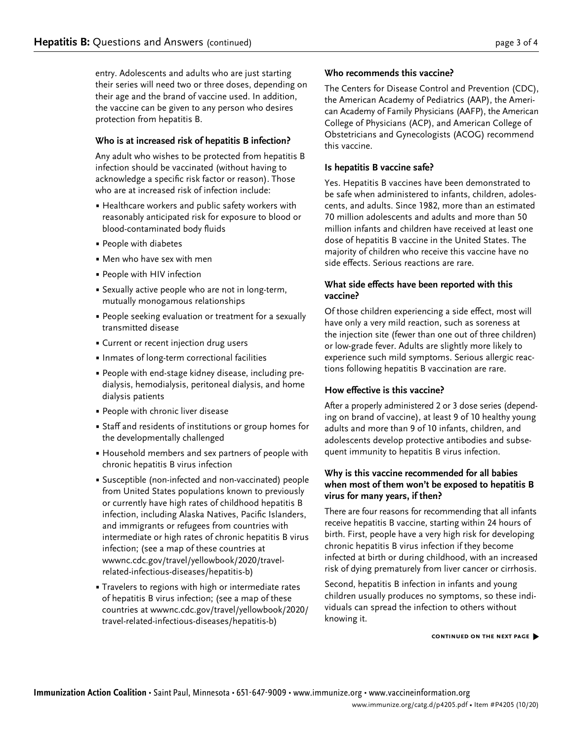entry. Adolescents and adults who are just starting their series will need two or three doses, depending on their age and the brand of vaccine used. In addition, the vaccine can be given to any person who desires protection from hepatitis B.

### Who is at increased risk of hepatitis B infection?

Any adult who wishes to be protected from hepatitis B infection should be vaccinated (without having to acknowledge a specific risk factor or reason). Those who are at increased risk of infection include:

- Healthcare workers and public safety workers with reasonably anticipated risk for exposure to blood or blood-contaminated body fluids
- People with diabetes
- Men who have sex with men
- People with HIV infection
- Sexually active people who are not in long-term, mutually monogamous relationships
- People seeking evaluation or treatment for a sexually transmitted disease
- Current or recent injection drug users
- Inmates of long-term correctional facilities
- People with end-stage kidney disease, including pre-dialysis, hemodialysis, peritoneal dialysis, and home dialysis patients
- People with chronic liver disease
- Staff and residents of institutions or group homes for the developmentally challenged
- Household members and sex partners of people with chronic hepatitis B virus infection
- Susceptible (non-infected and non-vaccinated) people from United States populations known to previously or currently have high rates of childhood hepatitis B infection, including Alaska Natives, Pacific Islanders, and immigrants or refugees from countries with intermediate or high rates of chronic hepatitis B virus infection; (see a map of these countries at wwwnc.cdc.gov/travel/yellowbook/2020/travel-related-infectious-diseases/hepatitis-b)
- Travelers to regions with high or intermediate rates of hepatitis B virus infection; (see a map of these countries at wwwnc.cdc.gov/travel/yellowbook/2020/travel-related-infectious-diseases/hepatitis-b)

### Who recommends this vaccine?

The Centers for Disease Control and Prevention (CDC), the American Academy of Pediatrics (AAP), the American Academy of Family Physicians (AAFP), the American College of Physicians (ACP), and American College of Obstetricians and Gynecologists (ACOG) recommend this vaccine.

### Is hepatitis B vaccine safe?

Yes. Hepatitis B vaccines have been demonstrated to be safe when administered to infants, children, adolescents, and adults. Since 1982, more than an estimated 70 million adolescents and adults and more than 50 million infants and children have received at least one dose of hepatitis B vaccine in the United States. The majority of children who receive this vaccine have no side effects. Serious reactions are rare.

### What side effects have been reported with this vaccine?

Of those children experiencing a side effect, most will have only a very mild reaction, such as soreness at the injection site (fewer than one out of three children) or low-grade fever. Adults are slightly more likely to experience such mild symptoms. Serious allergic reactions following hepatitis B vaccination are rare.

### How effective is this vaccine?

After a properly administered 2 or 3 dose series (depending on brand of vaccine), at least 9 of 10 healthy young adults and more than 9 of 10 infants, children, and adolescents develop protective antibodies and subsequent immunity to hepatitis B virus infection.

### Why is this vaccine recommended for all babies when most of them won't be exposed to hepatitis B virus for many years, if then?

There are four reasons for recommending that all infants receive hepatitis B vaccine, starting within 24 hours of birth. First, people have a very high risk for developing chronic hepatitis B virus infection if they become infected at birth or during childhood, with an increased risk of dying prematurely from liver cancer or cirrhosis.

Second, hepatitis B infection in infants and young children usually produces no symptoms, so these individuals can spread the infection to others without knowing it.

**CONTINUED ON THE NEXT PAGE ▶**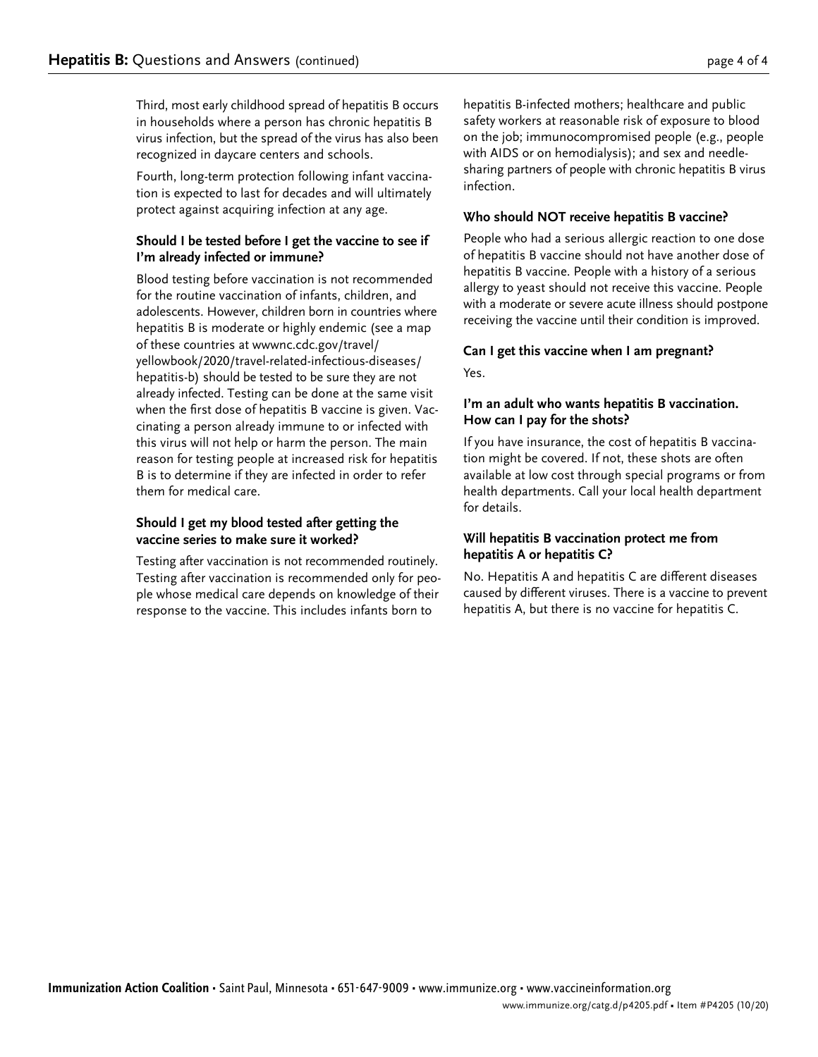Third, most early childhood spread of hepatitis B occurs in households where a person has chronic hepatitis B virus infection, but the spread of the virus has also been recognized in daycare centers and schools.

Fourth, long-term protection following infant vaccination is expected to last for decades and will ultimately protect against acquiring infection at any age.

### Should I be tested before I get the vaccine to see if I'm already infected or immune?

Blood testing before vaccination is not recommended for the routine vaccination of infants, children, and adolescents. However, children born in countries where hepatitis B is moderate or highly endemic (see a map of these countries at wwwnc.cdc.gov/travel/yellowbook/2020/travel-related-infectious-diseases/hepatitis-b) should be tested to be sure they are not already infected. Testing can be done at the same visit when the first dose of hepatitis B vaccine is given. Vaccinating a person already immune to or infected with this virus will not help or harm the person. The main reason for testing people at increased risk for hepatitis B is to determine if they are infected in order to refer them for medical care.

### Should I get my blood tested after getting the vaccine series to make sure it worked?

Testing after vaccination is not recommended routinely. Testing after vaccination is recommended only for people whose medical care depends on knowledge of their response to the vaccine. This includes infants born to hepatitis B-infected mothers; healthcare and public safety workers at reasonable risk of exposure to blood on the job; immunocompromised people (e.g., people with AIDS or on hemodialysis); and sex and needle-sharing partners of people with chronic hepatitis B virus infection.

### Who should NOT receive hepatitis B vaccine?

People who had a serious allergic reaction to one dose of hepatitis B vaccine should not have another dose of hepatitis B vaccine. People with a history of a serious allergy to yeast should not receive this vaccine. People with a moderate or severe acute illness should postpone receiving the vaccine until their condition is improved.

### Can I get this vaccine when I am pregnant?

Yes.

### I'm an adult who wants hepatitis B vaccination. How can I pay for the shots?

If you have insurance, the cost of hepatitis B vaccination might be covered. If not, these shots are often available at low cost through special programs or from health departments. Call your local health department for details.

### Will hepatitis B vaccination protect me from hepatitis A or hepatitis C?

No. Hepatitis A and hepatitis C are different diseases caused by different viruses. There is a vaccine to prevent hepatitis A, but there is no vaccine for hepatitis C.